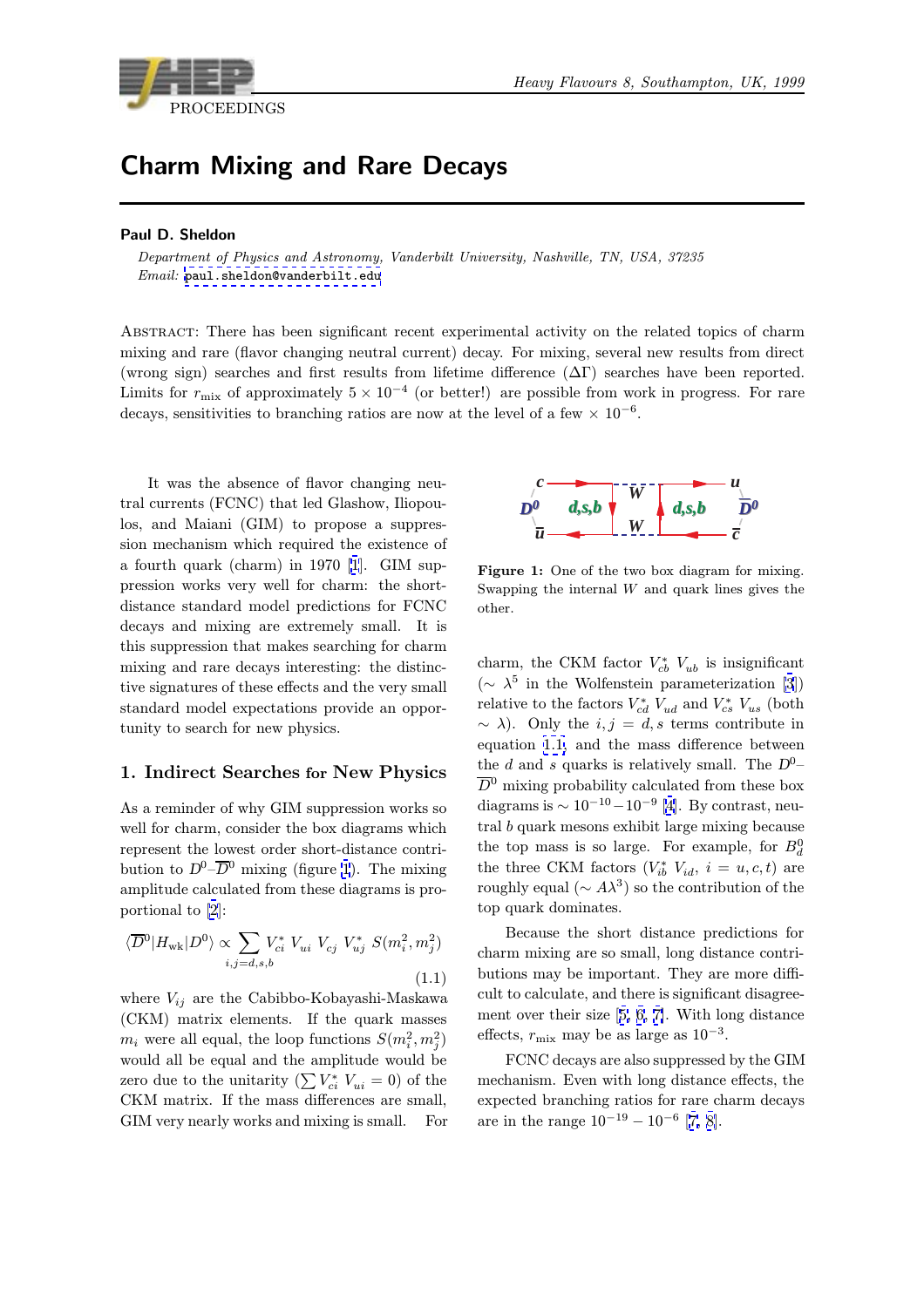# Charm Mixing and Rare Decays

**Paul D. Sheldon**

*Department of Physics and Astronomy, Vanderbilt University, Nashville, TN, USA, 37235*
*Email:* paul.sheldon@vanderbilt.edu

Abstract: There has been significant recent experimental activity on the related topics of charm mixing and rare (flavor changing neutral current) decay. For mixing, several new results from direct (wrong sign) searches and first results from lifetime difference ($\Delta\Gamma$) searches have been reported. Limits for $r_{\rm mix}$ of approximately $5 \times 10^{-4}$ (or better!) are possible from work in progress. For rare decays, sensitivities to branching ratios are now at the level of a few $\times\ 10^{-6}$.

It was the absence of flavor changing neutral currents (FCNC) that led Glashow, Iliopoulos, and Maiani (GIM) to propose a suppression mechanism which required the existence of a fourth quark (charm) in 1970 [1]. GIM suppression works very well for charm: the short-distance standard model predictions for FCNC decays and mixing are extremely small. It is this suppression that makes searching for charm mixing and rare decays interesting: the distinctive signatures of these effects and the very small standard model expectations provide an opportunity to search for new physics.

## 1. Indirect Searches for New Physics

As a reminder of why GIM suppression works so well for charm, consider the box diagrams which represent the lowest order short-distance contribution to $D^0$–$\overline{D}^0$ mixing (figure 1). The mixing amplitude calculated from these diagrams is proportional to [2]:

$$\langle \overline{D}^0 | H_{\rm wk} | D^0 \rangle \propto \sum_{i,j=d,s,b} V_{ci}^*\, V_{ui}\, V_{cj}\, V_{uj}^*\, S(m_i^2, m_j^2) \tag{1.1}$$

where $V_{ij}$ are the Cabibbo-Kobayashi-Maskawa (CKM) matrix elements. If the quark masses $m_i$ were all equal, the loop functions $S(m_i^2, m_j^2)$ would all be equal and the amplitude would be zero due to the unitarity ($\sum V_{ci}^*\, V_{ui} = 0$) of the CKM matrix. If the mass differences are small, GIM very nearly works and mixing is small. For charm, the CKM factor $V_{cb}^*\, V_{ub}$ is insignificant ($\sim \lambda^5$ in the Wolfenstein parameterization [3]) relative to the factors $V_{cd}^*\, V_{ud}$ and $V_{cs}^*\, V_{us}$ (both $\sim \lambda$). Only the $i,j = d,s$ terms contribute in equation 1.1 and the mass difference between the $d$ and $s$ quarks is relatively small. The $D^0$–$\overline{D}^0$ mixing probability calculated from these box diagrams is $\sim 10^{-10} - 10^{-9}$ [4]. By contrast, neutral $b$ quark mesons exhibit large mixing because the top mass is so large. For example, for $B_d^0$ the three CKM factors ($V_{ib}^*\, V_{id}$, $i = u, c, t$) are roughly equal ($\sim A\lambda^3$) so the contribution of the top quark dominates.

**Figure 1:** One of the two box diagram for mixing. Swapping the internal $W$ and quark lines gives the other.

Because the short distance predictions for charm mixing are so small, long distance contributions may be important. They are more difficult to calculate, and there is significant disagreement over their size [5, 6, 7]. With long distance effects, $r_{\rm mix}$ may be as large as $10^{-3}$.

FCNC decays are also suppressed by the GIM mechanism. Even with long distance effects, the expected branching ratios for rare charm decays are in the range $10^{-19} - 10^{-6}$ [7, 8].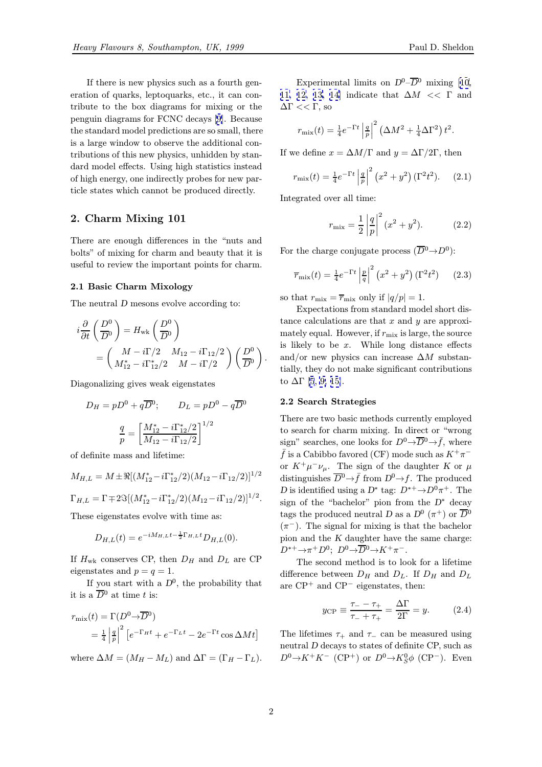If there is new physics such as a fourth generation of quarks, leptoquarks, etc., it can contribute to the box diagrams for mixing or the penguin diagrams for FCNC decays [9]. Because the standard model predictions are so small, there is a large window to observe the additional contributions of this new physics, unhidden by standard model effects. Using high statistics instead of high energy, one indirectly probes for new particle states which cannot be produced directly.

## 2. Charm Mixing 101

There are enough differences in the "nuts and bolts" of mixing for charm and beauty that it is useful to review the important points for charm.

### 2.1 Basic Charm Mixology

The neutral $D$ mesons evolve according to:

$$i\frac{\partial}{\partial t}\begin{pmatrix} D^0 \\ \overline{D}^0 \end{pmatrix} = H_{\rm wk}\begin{pmatrix} D^0 \\ \overline{D}^0 \end{pmatrix} = \begin{pmatrix} M - i\Gamma/2 & M_{12} - i\Gamma_{12}/2 \\ M_{12}^* - i\Gamma_{12}^*/2 & M - i\Gamma/2 \end{pmatrix}\begin{pmatrix} D^0 \\ \overline{D}^0 \end{pmatrix}.$$

Diagonalizing gives weak eigenstates

$$D_H = pD^0 + q\overline{D}^0; \qquad D_L = pD^0 - q\overline{D}^0$$

$$\frac{q}{p} = \left[\frac{M_{12}^* - i\Gamma_{12}^*/2}{M_{12} - i\Gamma_{12}/2}\right]^{1/2}$$

of definite mass and lifetime:

$$M_{H,L} = M \pm \Re[(M_{12}^* - i\Gamma_{12}^*/2)(M_{12} - i\Gamma_{12}/2)]^{1/2}$$

$$\Gamma_{H,L} = \Gamma \mp 2\Im[(M_{12}^* - i\Gamma_{12}^*/2)(M_{12} - i\Gamma_{12}/2)]^{1/2}.$$

These eigenstates evolve with time as:

$$D_{H,L}(t) = e^{-iM_{H,L}t - \frac{1}{2}\Gamma_{H,L}t} D_{H,L}(0).$$

If $H_{\rm wk}$ conserves CP, then $D_H$ and $D_L$ are CP eigenstates and $p = q = 1$.

If you start with a $D^0$, the probability that it is a $\overline{D}^0$ at time $t$ is:

$$r_{\rm mix}(t) = \Gamma(D^0 \to \overline{D}^0) = \tfrac{1}{4}\left|\tfrac{q}{p}\right|^2\left[e^{-\Gamma_H t} + e^{-\Gamma_L t} - 2e^{-\Gamma t}\cos\Delta M t\right]$$

where $\Delta M = (M_H - M_L)$ and $\Delta\Gamma = (\Gamma_H - \Gamma_L)$.

Experimental limits on $D^0$–$\overline{D}^0$ mixing [10, 11, 12, 13, 14] indicate that $\Delta M << \Gamma$ and $\Delta\Gamma << \Gamma$, so

$$r_{\rm mix}(t) = \tfrac{1}{4}e^{-\Gamma t}\left|\tfrac{q}{p}\right|^2\left(\Delta M^2 + \tfrac{1}{4}\Delta\Gamma^2\right)t^2.$$

If we define $x = \Delta M/\Gamma$ and $y = \Delta\Gamma/2\Gamma$, then

$$r_{\rm mix}(t) = \tfrac{1}{4}e^{-\Gamma t}\left|\tfrac{q}{p}\right|^2\left(x^2 + y^2\right)(\Gamma^2 t^2). \tag{2.1}$$

Integrated over all time:

$$r_{\rm mix} = \frac{1}{2}\left|\frac{q}{p}\right|^2(x^2 + y^2). \tag{2.2}$$

For the charge conjugate process ($\overline{D}^0 \to D^0$):

$$\overline{r}_{\rm mix}(t) = \tfrac{1}{4}e^{-\Gamma t}\left|\tfrac{p}{q}\right|^2\left(x^2 + y^2\right)(\Gamma^2 t^2) \tag{2.3}$$

so that $r_{\rm mix} = \overline{r}_{\rm mix}$ only if $|q/p| = 1$.

Expectations from standard model short distance calculations are that $x$ and $y$ are approximately equal. However, if $r_{\rm mix}$ is large, the source is likely to be $x$. While long distance effects and/or new physics can increase $\Delta M$ substantially, they do not make significant contributions to $\Delta\Gamma$ [5, 9, 15].

### 2.2 Search Strategies

There are two basic methods currently employed to search for charm mixing. In direct or "wrong sign" searches, one looks for $D^0 \to \overline{D}^0 \to \bar{f}$, where $\bar{f}$ is a Cabibbo favored (CF) mode such as $K^+\pi^-$ or $K^+\mu^-\nu_\mu$. The sign of the daughter $K$ or $\mu$ distinguishes $\overline{D}^0 \to \bar{f}$ from $D^0 \to f$. The produced $D$ is identified using a $D^*$ tag: $D^{*+} \to D^0\pi^+$. The sign of the "bachelor" pion from the $D^*$ decay tags the produced neutral $D$ as a $D^0$ ($\pi^+$) or $\overline{D}^0$ ($\pi^-$). The signal for mixing is that the bachelor pion and the $K$ daughter have the same charge: $D^{*+} \to \pi^+ D^0$; $D^0 \to \overline{D}^0 \to K^+\pi^-$.

The second method is to look for a lifetime difference between $D_H$ and $D_L$. If $D_H$ and $D_L$ are CP$^+$ and CP$^-$ eigenstates, then:

$$y_{\rm CP} \equiv \frac{\tau_- - \tau_+}{\tau_- + \tau_+} = \frac{\Delta\Gamma}{2\Gamma} = y. \tag{2.4}$$

The lifetimes $\tau_+$ and $\tau_-$ can be measured using neutral $D$ decays to states of definite CP, such as $D^0 \to K^+K^-$ (CP$^+$) or $D^0 \to K_S^0\phi$ (CP$^-$). Even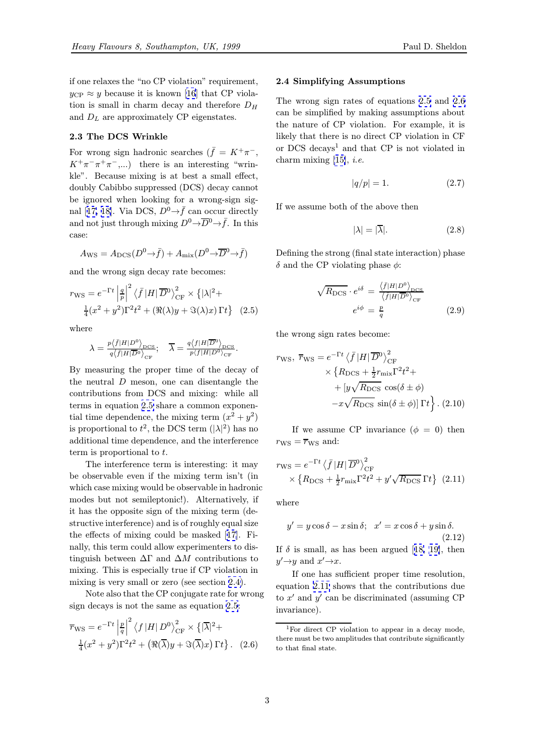if one relaxes the "no CP violation" requirement, $y_{\mathrm{CP}} \approx y$ because it is known [16] that CP violation is small in charm decay and therefore $D_H$ and $D_L$ are approximately CP eigenstates.

### 2.3 The DCS Wrinkle

For wrong sign hadronic searches ($\bar{f} = K^+\pi^-$, $K^+\pi^-\pi^+\pi^-$,...) there is an interesting "wrinkle". Because mixing is at best a small effect, doubly Cabibbo suppressed (DCS) decay cannot be ignored when looking for a wrong-sign signal [17, 18]. Via DCS, $D^0 \to \bar{f}$ can occur directly and not just through mixing $D^0 \to \overline{D}^0 \to \bar{f}$. In this case:

$$A_{\mathrm{WS}} = A_{\mathrm{DCS}}(D^0 \to \bar{f}) + A_{\mathrm{mix}}(D^0 \to \overline{D}^0 \to \bar{f})$$

and the wrong sign decay rate becomes:

$$r_{\mathrm{WS}} = e^{-\Gamma t}\left|\frac{q}{p}\right|^2 \left\langle \bar{f}\,|H|\,\overline{D}^0\right\rangle^2_{\mathrm{CF}} \times \left\{|\lambda|^2 + \frac{1}{4}(x^2+y^2)\Gamma^2 t^2 + \left(\Re(\lambda)y + \Im(\lambda)x\right)\Gamma t\right\} \quad (2.5)$$

where

$$\lambda = \frac{p\left\langle \bar{f}|H|D^0\right\rangle_{\mathrm{DCS}}}{q\left\langle \bar{f}|H|\overline{D}^0\right\rangle_{\mathrm{CF}}}; \quad \overline{\lambda} = \frac{q\left\langle f|H|\overline{D}^0\right\rangle_{\mathrm{DCS}}}{p\left\langle f|H|D^0\right\rangle_{\mathrm{CF}}}.$$

By measuring the proper time of the decay of the neutral $D$ meson, one can disentangle the contributions from DCS and mixing: while all terms in equation 2.5 share a common exponential time dependence, the mixing term $(x^2+y^2)$ is proportional to $t^2$, the DCS term $(|\lambda|^2)$ has no additional time dependence, and the interference term is proportional to $t$.

The interference term is interesting: it may be observable even if the mixing term isn't (in which case mixing would be observable in hadronic modes but not semileptonic!). Alternatively, if it has the opposite sign of the mixing term (destructive interference) and is of roughly equal size the effects of mixing could be masked [17]. Finally, this term could allow experimenters to distinguish between $\Delta\Gamma$ and $\Delta M$ contributions to mixing. This is especially true if CP violation in mixing is very small or zero (see section 2.4).

Note also that the CP conjugate rate for wrong sign decays is not the same as equation 2.5:

$$\overline{r}_{\mathrm{WS}} = e^{-\Gamma t}\left|\frac{p}{q}\right|^2 \left\langle f\,|H|\,D^0\right\rangle^2_{\mathrm{CF}} \times \left\{|\overline{\lambda}|^2 + \frac{1}{4}(x^2+y^2)\Gamma^2 t^2 + \left(\Re(\overline{\lambda})y + \Im(\overline{\lambda})x\right)\Gamma t\right\}. \quad (2.6)$$

### 2.4 Simplifying Assumptions

The wrong sign rates of equations 2.5 and 2.6 can be simplified by making assumptions about the nature of CP violation. For example, it is likely that there is no direct CP violation in CF or DCS decays[1] and that CP is not violated in charm mixing [15], *i.e.*

$$|q/p| = 1. \quad (2.7)$$

If we assume both of the above then

$$|\lambda| = |\overline{\lambda}|. \quad (2.8)$$

Defining the strong (final state interaction) phase $\delta$ and the CP violating phase $\phi$:

$$\sqrt{R_{\mathrm{DCS}}} \cdot e^{i\delta} = \frac{\left\langle \bar{f}|H|D^0\right\rangle_{\mathrm{DCS}}}{\left\langle \bar{f}|H|\overline{D}^0\right\rangle_{\mathrm{CF}}}$$
$$e^{i\phi} = \frac{p}{q} \quad (2.9)$$

the wrong sign rates become:

$$r_{\mathrm{WS}},\ \overline{r}_{\mathrm{WS}} = e^{-\Gamma t}\left\langle \bar{f}\,|H|\,\overline{D}^0\right\rangle^2_{\mathrm{CF}} \times \left\{R_{\mathrm{DCS}} + \frac{1}{2}r_{\mathrm{mix}}\Gamma^2 t^2 + \left[y\sqrt{R_{\mathrm{DCS}}}\,\cos(\delta \pm \phi) - x\sqrt{R_{\mathrm{DCS}}}\,\sin(\delta \pm \phi)\right]\Gamma t\right\}. \quad (2.10)$$

If we assume CP invariance ($\phi = 0$) then $r_{\mathrm{WS}} = \overline{r}_{\mathrm{WS}}$ and:

$$r_{\mathrm{WS}} = e^{-\Gamma t}\left\langle \bar{f}\,|H|\,\overline{D}^0\right\rangle^2_{\mathrm{CF}} \times \left\{R_{\mathrm{DCS}} + \frac{1}{2}r_{\mathrm{mix}}\Gamma^2 t^2 + y'\sqrt{R_{\mathrm{DCS}}}\,\Gamma t\right\} \quad (2.11)$$

where

$$y' = y\cos\delta - x\sin\delta; \quad x' = x\cos\delta + y\sin\delta. \quad (2.12)$$

If $\delta$ is small, as has been argued [18, 19], then $y' \to y$ and $x' \to x$.

If one has sufficient proper time resolution, equation 2.11 shows that the contributions due to $x'$ and $y'$ can be discriminated (assuming CP invariance).

[1] For direct CP violation to appear in a decay mode, there must be two amplitudes that contribute significantly to that final state.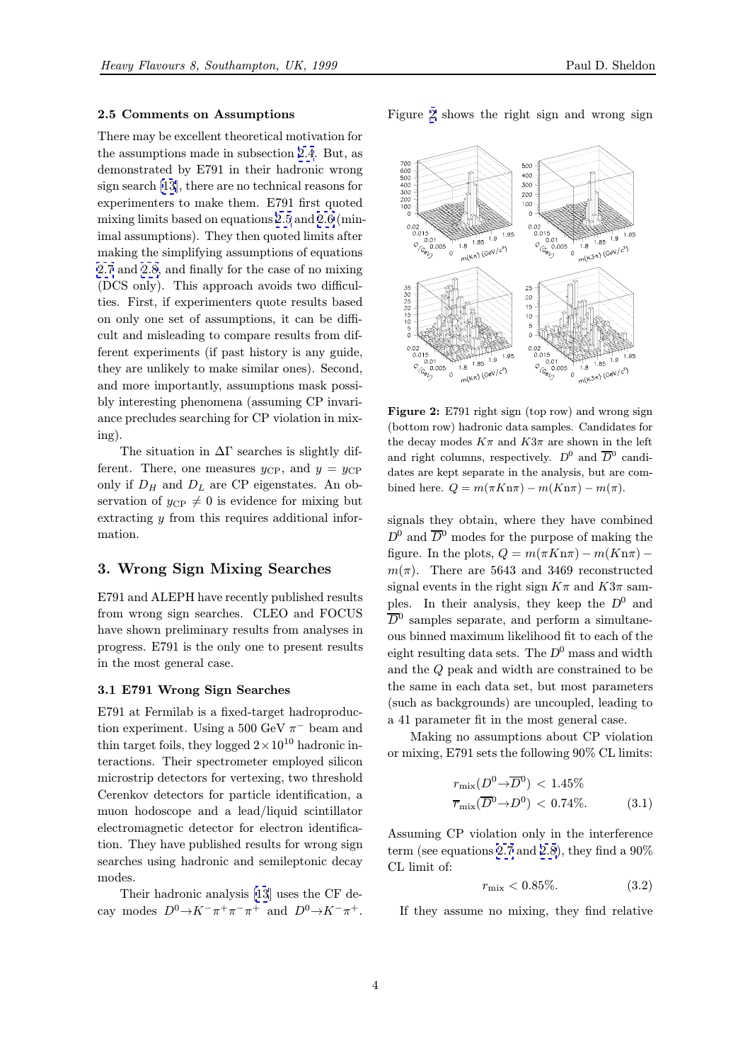### 2.5 Comments on Assumptions

There may be excellent theoretical motivation for the assumptions made in subsection 2.4. But, as demonstrated by E791 in their hadronic wrong sign search [13], there are no technical reasons for experimenters to make them. E791 first quoted mixing limits based on equations 2.5 and 2.6 (minimal assumptions). They then quoted limits after making the simplifying assumptions of equations 2.7 and 2.8, and finally for the case of no mixing (DCS only). This approach avoids two difficulties. First, if experimenters quote results based on only one set of assumptions, it can be difficult and misleading to compare results from different experiments (if past history is any guide, they are unlikely to make similar ones). Second, and more importantly, assumptions mask possibly interesting phenomena (assuming CP invariance precludes searching for CP violation in mixing).

The situation in $\Delta\Gamma$ searches is slightly different. There, one measures $y_{\rm CP}$, and $y = y_{\rm CP}$ only if $D_H$ and $D_L$ are CP eigenstates. An observation of $y_{\rm CP} \neq 0$ is evidence for mixing but extracting $y$ from this requires additional information.

## 3. Wrong Sign Mixing Searches

E791 and ALEPH have recently published results from wrong sign searches. CLEO and FOCUS have shown preliminary results from analyses in progress. E791 is the only one to present results in the most general case.

### 3.1 E791 Wrong Sign Searches

E791 at Fermilab is a fixed-target hadroproduction experiment. Using a 500 GeV $\pi^-$ beam and thin target foils, they logged $2\times10^{10}$ hadronic interactions. Their spectrometer employed silicon microstrip detectors for vertexing, two threshold Cerenkov detectors for particle identification, a muon hodoscope and a lead/liquid scintillator electromagnetic detector for electron identification. They have published results for wrong sign searches using hadronic and semileptonic decay modes.

Their hadronic analysis [13] uses the CF decay modes $D^0 \to K^-\pi^+\pi^-\pi^+$ and $D^0 \to K^-\pi^+$. Figure 2 shows the right sign and wrong sign signals they obtain, where they have combined $D^0$ and $\overline{D}^0$ modes for the purpose of making the figure. In the plots, $Q = m(\pi K n\pi) - m(K n\pi) - m(\pi)$. There are 5643 and 3469 reconstructed signal events in the right sign $K\pi$ and $K3\pi$ samples. In their analysis, they keep the $D^0$ and $\overline{D}^0$ samples separate, and perform a simultaneous binned maximum likelihood fit to each of the eight resulting data sets. The $D^0$ mass and width and the $Q$ peak and width are constrained to be the same in each data set, but most parameters (such as backgrounds) are uncoupled, leading to a 41 parameter fit in the most general case.

**Figure 2:** E791 right sign (top row) and wrong sign (bottom row) hadronic data samples. Candidates for the decay modes $K\pi$ and $K3\pi$ are shown in the left and right columns, respectively. $D^0$ and $\overline{D}^0$ candidates are kept separate in the analysis, but are combined here. $Q = m(\pi K n\pi) - m(K n\pi) - m(\pi)$.

Making no assumptions about CP violation or mixing, E791 sets the following 90% CL limits:

$$r_{\rm mix}(D^0 \to \overline{D}^0) < 1.45\% \qquad \overline{r}_{\rm mix}(\overline{D}^0 \to D^0) < 0.74\%. \tag{3.1}$$

Assuming CP violation only in the interference term (see equations 2.7 and 2.8), they find a 90% CL limit of:

$$r_{\rm mix} < 0.85\%. \tag{3.2}$$

If they assume no mixing, they find relative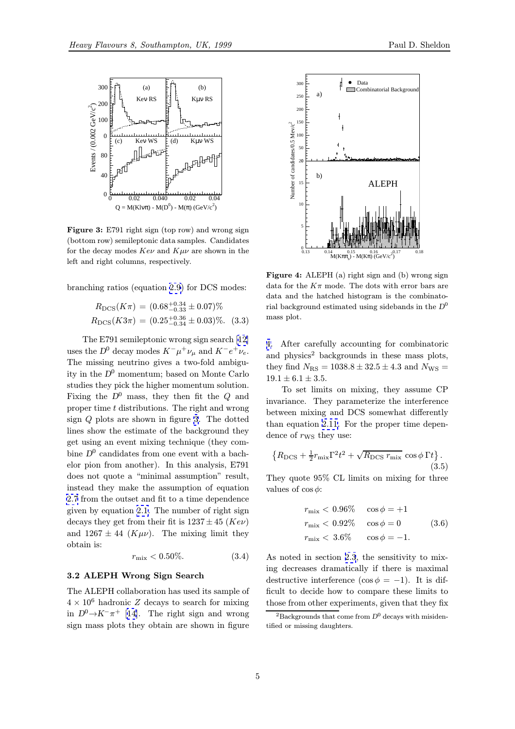Figure 3: E791 right sign (top row) and wrong sign (bottom row) semileptonic data samples. Candidates for the decay modes $Ke\nu$ and $K\mu\nu$ are shown in the left and right columns, respectively.

branching ratios (equation 2.9) for DCS modes:

$$
\begin{aligned}
R_{\rm DCS}(K\pi) &= (0.68^{+0.34}_{-0.33} \pm 0.07)\% \\
R_{\rm DCS}(K3\pi) &= (0.25^{+0.36}_{-0.34} \pm 0.03)\%. \quad (3.3)
\end{aligned}
$$

The E791 semileptonic wrong sign search [12] uses the $D^0$ decay modes $K^-\mu^+\nu_\mu$ and $K^-e^+\nu_e$. The missing neutrino gives a two-fold ambiguity in the $D^0$ momentum; based on Monte Carlo studies they pick the higher momentum solution. Fixing the $D^0$ mass, they then fit the $Q$ and proper time $t$ distributions. The right and wrong sign $Q$ plots are shown in figure 3. The dotted lines show the estimate of the background they get using an event mixing technique (they combine $D^0$ candidates from one event with a bachelor pion from another). In this analysis, E791 does not quote a "minimal assumption" result, instead they make the assumption of equation 2.7 from the outset and fit to a time dependence given by equation 2.1. The number of right sign decays they get from their fit is $1237 \pm 45$ ($Ke\nu$) and $1267 \pm 44$ ($K\mu\nu$). The mixing limit they obtain is:

$$
r_{\rm mix} < 0.50\%. \quad (3.4)
$$

### 3.2 ALEPH Wrong Sign Search

The ALEPH collaboration has used its sample of $4 \times 10^6$ hadronic $Z$ decays to search for mixing in $D^0 \to K^-\pi^+$ [14]. The right sign and wrong sign mass plots they obtain are shown in figure 4. After carefully accounting for combinatoric and physics[2] backgrounds in these mass plots, they find $N_{\rm RS} = 1038.8 \pm 32.5 \pm 4.3$ and $N_{\rm WS} = 19.1 \pm 6.1 \pm 3.5$.

Figure 4: ALEPH (a) right sign and (b) wrong sign data for the $K\pi$ mode. The dots with error bars are data and the hatched histogram is the combinatorial background estimated using sidebands in the $D^0$ mass plot.

To set limits on mixing, they assume CP invariance. They parameterize the interference between mixing and DCS somewhat differently than equation 2.11. For the proper time dependence of $r_{\rm WS}$ they use:

$$
\left\{ R_{\rm DCS} + \tfrac{1}{2} r_{\rm mix} \Gamma^2 t^2 + \sqrt{R_{\rm DCS}\, r_{\rm mix}} \cos\phi \, \Gamma t \right\}. \quad (3.5)
$$

They quote 95% CL limits on mixing for three values of $\cos\phi$:

$$
\begin{aligned}
r_{\rm mix} &< 0.96\% \quad && \cos\phi = +1 \\
r_{\rm mix} &< 0.92\% \quad && \cos\phi = 0 \quad (3.6) \\
r_{\rm mix} &< 3.6\% \quad && \cos\phi = -1.
\end{aligned}
$$

As noted in section 2.3, the sensitivity to mixing decreases dramatically if there is maximal destructive interference ($\cos\phi = -1$). It is difficult to decide how to compare these limits to those from other experiments, given that they fix

[2] Backgrounds that come from $D^0$ decays with misidentified or missing daughters.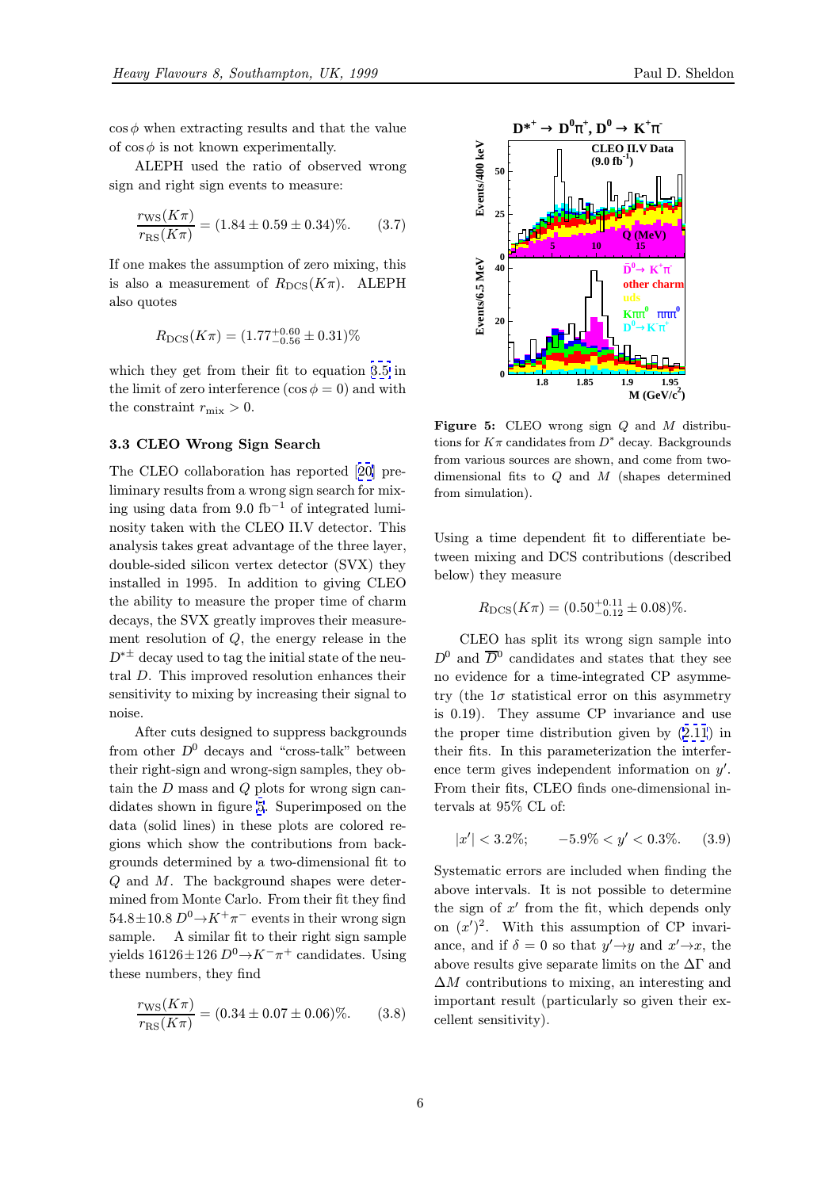$\cos\phi$ when extracting results and that the value of $\cos\phi$ is not known experimentally.

ALEPH used the ratio of observed wrong sign and right sign events to measure:

$$\frac{r_{\rm WS}(K\pi)}{r_{\rm RS}(K\pi)} = (1.84 \pm 0.59 \pm 0.34)\%. \qquad (3.7)$$

If one makes the assumption of zero mixing, this is also a measurement of $R_{\rm DCS}(K\pi)$. ALEPH also quotes

$$R_{\rm DCS}(K\pi) = (1.77^{+0.60}_{-0.56} \pm 0.31)\%$$

which they get from their fit to equation 3.5 in the limit of zero interference ($\cos\phi = 0$) and with the constraint $r_{\rm mix} > 0$.

### 3.3 CLEO Wrong Sign Search

The CLEO collaboration has reported [20] preliminary results from a wrong sign search for mixing using data from 9.0 fb$^{-1}$ of integrated luminosity taken with the CLEO II.V detector. This analysis takes great advantage of the three layer, double-sided silicon vertex detector (SVX) they installed in 1995. In addition to giving CLEO the ability to measure the proper time of charm decays, the SVX greatly improves their measurement resolution of $Q$, the energy release in the $D^{*\pm}$ decay used to tag the initial state of the neutral $D$. This improved resolution enhances their sensitivity to mixing by increasing their signal to noise.

After cuts designed to suppress backgrounds from other $D^0$ decays and "cross-talk" between their right-sign and wrong-sign samples, they obtain the $D$ mass and $Q$ plots for wrong sign candidates shown in figure 5. Superimposed on the data (solid lines) in these plots are colored regions which show the contributions from backgrounds determined by a two-dimensional fit to $Q$ and $M$. The background shapes were determined from Monte Carlo. From their fit they find $54.8 \pm 10.8$ $D^0 \to K^+\pi^-$ events in their wrong sign sample. A similar fit to their right sign sample yields $16126 \pm 126$ $D^0 \to K^-\pi^+$ candidates. Using these numbers, they find

$$\frac{r_{\rm WS}(K\pi)}{r_{\rm RS}(K\pi)} = (0.34 \pm 0.07 \pm 0.06)\%. \qquad (3.8)$$

**Figure 5:** CLEO wrong sign $Q$ and $M$ distributions for $K\pi$ candidates from $D^*$ decay. Backgrounds from various sources are shown, and come from two-dimensional fits to $Q$ and $M$ (shapes determined from simulation).

Using a time dependent fit to differentiate between mixing and DCS contributions (described below) they measure

$$R_{\rm DCS}(K\pi) = (0.50^{+0.11}_{-0.12} \pm 0.08)\%.$$

CLEO has split its wrong sign sample into $D^0$ and $\overline{D}^0$ candidates and states that they see no evidence for a time-integrated CP asymmetry (the $1\sigma$ statistical error on this asymmetry is 0.19). They assume CP invariance and use the proper time distribution given by (2.11) in their fits. In this parameterization the interference term gives independent information on $y'$. From their fits, CLEO finds one-dimensional intervals at 95% CL of:

$$|x'| < 3.2\%; \qquad -5.9\% < y' < 0.3\%. \qquad (3.9)$$

Systematic errors are included when finding the above intervals. It is not possible to determine the sign of $x'$ from the fit, which depends only on $(x')^2$. With this assumption of CP invariance, and if $\delta = 0$ so that $y' \to y$ and $x' \to x$, the above results give separate limits on the $\Delta\Gamma$ and $\Delta M$ contributions to mixing, an interesting and important result (particularly so given their excellent sensitivity).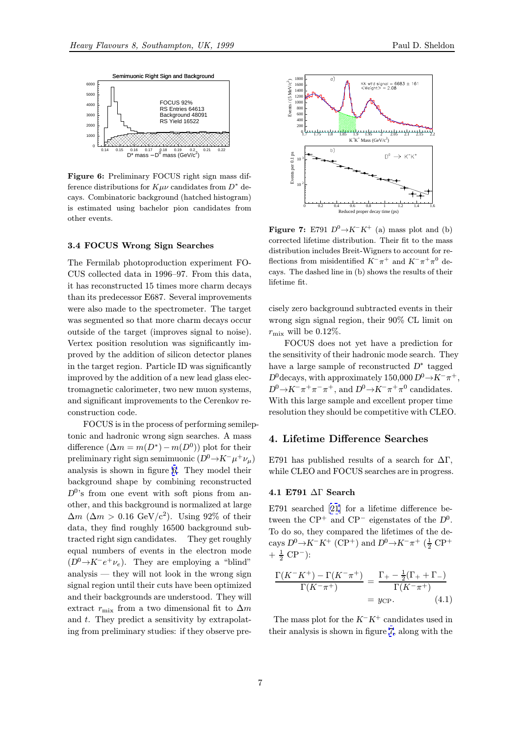**Figure 6:** Preliminary FOCUS right sign mass difference distributions for $K\mu\nu$ candidates from $D^*$ decays. Combinatoric background (hatched histogram) is estimated using bachelor pion candidates from other events.

### 3.4 FOCUS Wrong Sign Searches

The Fermilab photoproduction experiment FOCUS collected data in 1996–97. From this data, it has reconstructed 15 times more charm decays than its predecessor E687. Several improvements were also made to the spectrometer. The target was segmented so that more charm decays occur outside of the target (improves signal to noise). Vertex position resolution was significantly improved by the addition of silicon detector planes in the target region. Particle ID was significantly improved by the addition of a new lead glass electromagnetic calorimeter, two new muon systems, and significant improvements to the Cerenkov reconstruction code.

FOCUS is in the process of performing semileptonic and hadronic wrong sign searches. A mass difference ($\Delta m = m(D^*) - m(D^0)$) plot for their preliminary right sign semimuonic ($D^0 \to K^-\mu^+\nu_\mu$) analysis is shown in figure 6. They model their background shape by combining reconstructed $D^0$'s from one event with soft pions from another, and this background is normalized at large $\Delta m$ ($\Delta m > 0.16$ GeV/c$^2$). Using 92% of their data, they find roughly 16500 background subtracted right sign candidates. They get roughly equal numbers of events in the electron mode ($D^0 \to K^- e^+ \nu_e$). They are employing a "blind" analysis — they will not look in the wrong sign signal region until their cuts have been optimized and their backgrounds are understood. They will extract $r_{\rm mix}$ from a two dimensional fit to $\Delta m$ and $t$. They predict a sensitivity by extrapolating from preliminary studies: if they observe precisely zero background subtracted events in their wrong sign signal region, their 90% CL limit on $r_{\rm mix}$ will be 0.12%.

FOCUS does not yet have a prediction for the sensitivity of their hadronic mode search. They have a large sample of reconstructed $D^*$ tagged $D^0$decays, with approximately 150,000 $D^0 \to K^-\pi^+$, $D^0 \to K^-\pi^+\pi^-\pi^+$, and $D^0 \to K^-\pi^+\pi^0$ candidates. With this large sample and excellent proper time resolution they should be competitive with CLEO.

**Figure 7:** E791 $D^0 \to K^-K^+$ (a) mass plot and (b) corrected lifetime distribution. Their fit to the mass distribution includes Breit-Wigners to account for reflections from misidentified $K^-\pi^+$ and $K^-\pi^+\pi^0$ decays. The dashed line in (b) shows the results of their lifetime fit.

## 4. Lifetime Difference Searches

E791 has published results of a search for $\Delta\Gamma$, while CLEO and FOCUS searches are in progress.

### 4.1 E791 $\Delta\Gamma$ Search

E791 searched [21] for a lifetime difference between the CP$^+$ and CP$^-$ eigenstates of the $D^0$. To do so, they compared the lifetimes of the decays $D^0 \to K^-K^+$ (CP$^+$) and $D^0 \to K^-\pi^+$ ($\frac{1}{2}$ CP$^+$ + $\frac{1}{2}$ CP$^-$):

$$\frac{\Gamma(K^-K^+) - \Gamma(K^-\pi^+)}{\Gamma(K^-\pi^+)} = \frac{\Gamma_+ - \frac{1}{2}(\Gamma_+ + \Gamma_-)}{\Gamma(K^-\pi^+)} = y_{\rm CP}. \tag{4.1}$$

The mass plot for the $K^-K^+$ candidates used in their analysis is shown in figure 7, along with the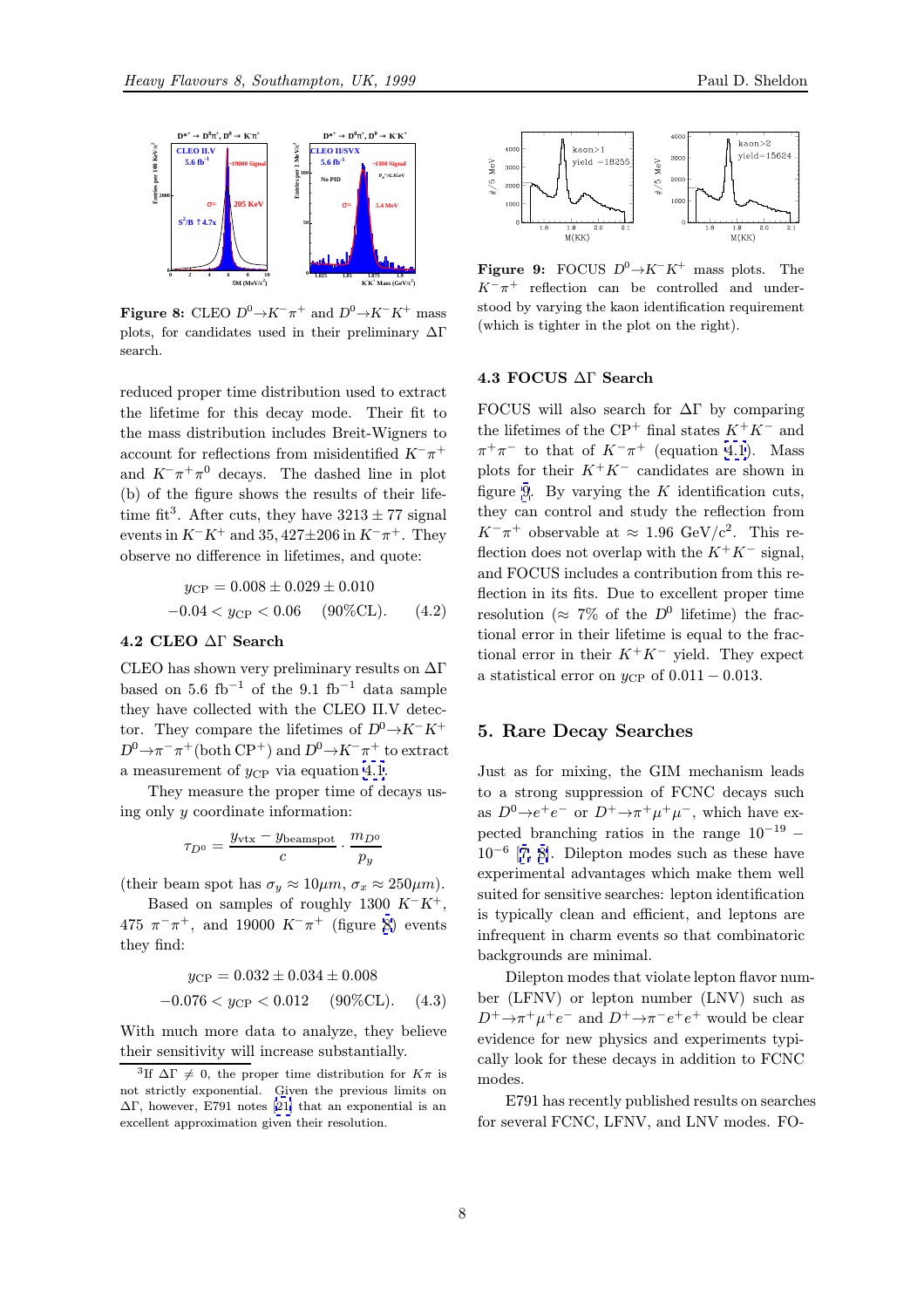**Figure 8:** CLEO $D^0 \to K^- \pi^+$ and $D^0 \to K^- K^+$ mass plots, for candidates used in their preliminary $\Delta\Gamma$ search.

reduced proper time distribution used to extract the lifetime for this decay mode. Their fit to the mass distribution includes Breit-Wigners to account for reflections from misidentified $K^-\pi^+$ and $K^-\pi^+\pi^0$ decays. The dashed line in plot (b) of the figure shows the results of their lifetime fit[3]. After cuts, they have $3213 \pm 77$ signal events in $K^-K^+$ and $35,427 \pm 206$ in $K^-\pi^+$. They observe no difference in lifetimes, and quote:

$$
\begin{aligned}
y_{\rm CP} &= 0.008 \pm 0.029 \pm 0.010 \\
-0.04 < y_{\rm CP} &< 0.06 \quad (90\%\text{CL}).
\end{aligned}
\tag{4.2}
$$

### 4.2 CLEO $\Delta\Gamma$ Search

CLEO has shown very preliminary results on $\Delta\Gamma$ based on 5.6 fb$^{-1}$ of the 9.1 fb$^{-1}$ data sample they have collected with the CLEO II.V detector. They compare the lifetimes of $D^0 \to K^- K^+$ $D^0 \to \pi^- \pi^+$ (both CP$^+$) and $D^0 \to K^- \pi^+$ to extract a measurement of $y_{\rm CP}$ via equation 4.1.

They measure the proper time of decays using only $y$ coordinate information:

$$
\tau_{D^0} = \frac{y_{\rm vtx} - y_{\rm beamspot}}{c} \cdot \frac{m_{D^0}}{p_y}
$$

(their beam spot has $\sigma_y \approx 10\mu m$, $\sigma_x \approx 250\mu m$).

Based on samples of roughly 1300 $K^-K^+$, 475 $\pi^-\pi^+$, and 19000 $K^-\pi^+$ (figure 8) events they find:

$$
\begin{aligned}
y_{\rm CP} &= 0.032 \pm 0.034 \pm 0.008 \\
-0.076 < y_{\rm CP} &< 0.012 \quad (90\%\text{CL}).
\end{aligned}
\tag{4.3}
$$

With much more data to analyze, they believe their sensitivity will increase substantially.

[3] If $\Delta\Gamma \neq 0$, the proper time distribution for $K\pi$ is not strictly exponential. Given the previous limits on $\Delta\Gamma$, however, E791 notes [21] that an exponential is an excellent approximation given their resolution.

**Figure 9:** FOCUS $D^0 \to K^- K^+$ mass plots. The $K^-\pi^+$ reflection can be controlled and understood by varying the kaon identification requirement (which is tighter in the plot on the right).

### 4.3 FOCUS $\Delta\Gamma$ Search

FOCUS will also search for $\Delta\Gamma$ by comparing the lifetimes of the CP$^+$ final states $K^+K^-$ and $\pi^+\pi^-$ to that of $K^-\pi^+$ (equation 4.1). Mass plots for their $K^+K^-$ candidates are shown in figure 9. By varying the $K$ identification cuts, they can control and study the reflection from $K^-\pi^+$ observable at $\approx 1.96$ GeV/$c^2$. This reflection does not overlap with the $K^+K^-$ signal, and FOCUS includes a contribution from this reflection in its fits. Due to excellent proper time resolution ($\approx 7\%$ of the $D^0$ lifetime) the fractional error in their lifetime is equal to the fractional error in their $K^+K^-$ yield. They expect a statistical error on $y_{\rm CP}$ of $0.011 - 0.013$.

## 5. Rare Decay Searches

Just as for mixing, the GIM mechanism leads to a strong suppression of FCNC decays such as $D^0 \to e^+e^-$ or $D^+ \to \pi^+\mu^+\mu^-$, which have expected branching ratios in the range $10^{-19} - 10^{-6}$ [7, 8]. Dilepton modes such as these have experimental advantages which make them well suited for sensitive searches: lepton identification is typically clean and efficient, and leptons are infrequent in charm events so that combinatoric backgrounds are minimal.

Dilepton modes that violate lepton flavor number (LFNV) or lepton number (LNV) such as $D^+ \to \pi^+\mu^+e^-$ and $D^+ \to \pi^- e^+ e^+$ would be clear evidence for new physics and experiments typically look for these decays in addition to FCNC modes.

E791 has recently published results on searches for several FCNC, LFNV, and LNV modes. FO-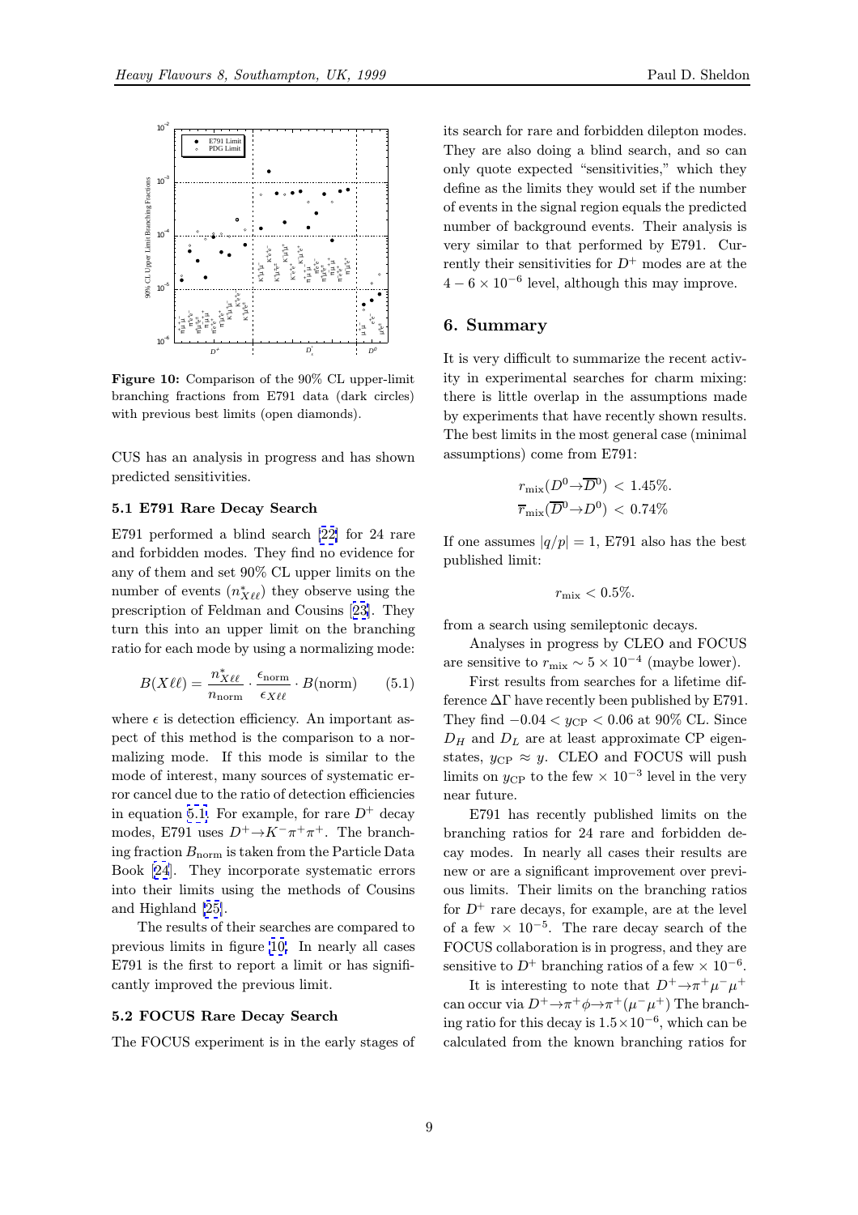**Figure 10:** Comparison of the 90% CL upper-limit branching fractions from E791 data (dark circles) with previous best limits (open diamonds).

CUS has an analysis in progress and has shown predicted sensitivities.

### 5.1 E791 Rare Decay Search

E791 performed a blind search [22] for 24 rare and forbidden modes. They find no evidence for any of them and set 90% CL upper limits on the number of events ($n^*_{X\ell\ell}$) they observe using the prescription of Feldman and Cousins [23]. They turn this into an upper limit on the branching ratio for each mode by using a normalizing mode:

$$B(X\ell\ell) = \frac{n^*_{X\ell\ell}}{n_{\rm norm}} \cdot \frac{\epsilon_{\rm norm}}{\epsilon_{X\ell\ell}} \cdot B({\rm norm}) \qquad (5.1)$$

where $\epsilon$ is detection efficiency. An important aspect of this method is the comparison to a normalizing mode. If this mode is similar to the mode of interest, many sources of systematic error cancel due to the ratio of detection efficiencies in equation 5.1. For example, for rare $D^+$ decay modes, E791 uses $D^+ \to K^-\pi^+\pi^+$. The branching fraction $B_{\rm norm}$ is taken from the Particle Data Book [24]. They incorporate systematic errors into their limits using the methods of Cousins and Highland [25].

The results of their searches are compared to previous limits in figure 10. In nearly all cases E791 is the first to report a limit or has significantly improved the previous limit.

### 5.2 FOCUS Rare Decay Search

The FOCUS experiment is in the early stages of its search for rare and forbidden dilepton modes. They are also doing a blind search, and so can only quote expected "sensitivities," which they define as the limits they would set if the number of events in the signal region equals the predicted number of background events. Their analysis is very similar to that performed by E791. Currently their sensitivities for $D^+$ modes are at the $4-6 \times 10^{-6}$ level, although this may improve.

## 6. Summary

It is very difficult to summarize the recent activity in experimental searches for charm mixing: there is little overlap in the assumptions made by experiments that have recently shown results. The best limits in the most general case (minimal assumptions) come from E791:

$$r_{\rm mix}(D^0 \to \overline{D}^0) < 1.45\%.$$
$$\overline{r}_{\rm mix}(\overline{D}^0 \to D^0) < 0.74\%$$

If one assumes $|q/p| = 1$, E791 also has the best published limit:

$$r_{\rm mix} < 0.5\%.$$

from a search using semileptonic decays.

Analyses in progress by CLEO and FOCUS are sensitive to $r_{\rm mix} \sim 5 \times 10^{-4}$ (maybe lower).

First results from searches for a lifetime difference $\Delta\Gamma$ have recently been published by E791. They find $-0.04 < y_{\rm CP} < 0.06$ at 90% CL. Since $D_H$ and $D_L$ are at least approximate CP eigenstates, $y_{\rm CP} \approx y$. CLEO and FOCUS will push limits on $y_{\rm CP}$ to the few $\times 10^{-3}$ level in the very near future.

E791 has recently published limits on the branching ratios for 24 rare and forbidden decay modes. In nearly all cases their results are new or are a significant improvement over previous limits. Their limits on the branching ratios for $D^+$ rare decays, for example, are at the level of a few $\times 10^{-5}$. The rare decay search of the FOCUS collaboration is in progress, and they are sensitive to $D^+$ branching ratios of a few $\times 10^{-6}$.

It is interesting to note that $D^+ \to \pi^+\mu^-\mu^+$ can occur via $D^+ \to \pi^+\phi \to \pi^+(\mu^-\mu^+)$ The branching ratio for this decay is $1.5 \times 10^{-6}$, which can be calculated from the known branching ratios for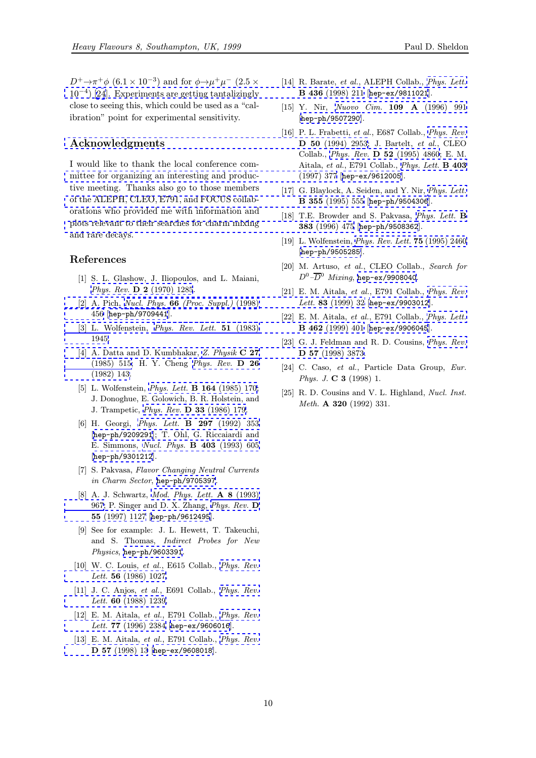$D^+ \to \pi^+\phi$ ($6.1 \times 10^{-3}$) and for $\phi \to \mu^+\mu^-$ ($2.5 \times 10^{-4}$) [24]. Experiments are getting tantalizingly close to seeing this, which could be used as a "calibration" point for experimental sensitivity.

## Acknowledgments

I would like to thank the local conference committee for organizing an interesting and productive meeting. Thanks also go to those members of the ALEPH, CLEO, E791, and FOCUS collaborations who provided me with information and plots relevant to their searches for charm mixing and rare decays.

## References

[1] S. L. Glashow, J. Iliopoulos, and L. Maiani, *Phys. Rev.* **D 2** (1970) 1285.

[2] A. Pich, *Nucl. Phys.* **66** *(Proc. Suppl.)* (1998) 456 [hep-ph/9709441].

[3] L. Wolfenstein, *Phys. Rev. Lett.* **51** (1983) 1945.

[4] A. Datta and D. Kumbhakar, *Z. Physik* **C 27** (1985) 515; H. Y. Cheng *Phys. Rev.* **D 26** (1982) 143.

[5] L. Wolfenstein, *Phys. Lett.* **B 164** (1985) 170; J. Donoghue, E. Golowich, B. R. Holstein, and J. Trampetic, *Phys. Rev.* **D 33** (1986) 179.

[6] H. Georgi, *Phys. Lett.* **B 297** (1992) 353 [hep-ph/9209291]; T. Ohl, G. Riccaiardi and E. Simmons, *Nucl. Phys.* **B 403** (1993) 605 [hep-ph/9301212].

[7] S. Pakvasa, *Flavor Changing Neutral Currents in Charm Sector*, hep-ph/9705397.

[8] A. J. Schwartz, *Mod. Phys. Lett.* **A 8** (1993) 967; P. Singer and D. X. Zhang, *Phys. Rev.* **D 55** (1997) 1127 [hep-ph/9612495].

[9] See for example: J. L. Hewett, T. Takeuchi, and S. Thomas, *Indirect Probes for New Physics*, hep-ph/9603391.

[10] W. C. Louis, *et al.*, E615 Collab., *Phys. Rev. Lett.* **56** (1986) 1027.

[11] J. C. Anjos, *et al.*, E691 Collab., *Phys. Rev. Lett.* **60** (1988) 1239.

[12] E. M. Aitala, *et al.*, E791 Collab., *Phys. Rev. Lett.* **77** (1996) 2384 [hep-ex/9606016].

[13] E. M. Aitala, *et al.*, E791 Collab., *Phys. Rev.* **D 57** (1998) 13 [hep-ex/9608018].

[14] R. Barate, *et al.*, ALEPH Collab., *Phys. Lett.* **B 436** (1998) 211 [hep-ex/9811021].

[15] Y. Nir, *Nuovo Cim.* **109 A** (1996) 991 [hep-ph/9507290].

[16] P. L. Frabetti, *et al.*, E687 Collab., *Phys. Rev.* **D 50** (1994) 2953; J. Bartelt, *et al.*, CLEO Collab., *Phys. Rev.* **D 52** (1995) 4860; E. M. Aitala, *et al.*, E791 Collab., *Phys. Lett.* **B 403** (1997) 377 [hep-ex/9612005].

[17] G. Blaylock, A. Seiden, and Y. Nir, *Phys. Lett.* **B 355** (1995) 555 [hep-ph/9504306].

[18] T.E. Browder and S. Pakvasa, *Phys. Lett.* **B 383** (1996) 475 [hep-ph/9508362].

[19] L. Wolfenstein, *Phys. Rev. Lett.* **75** (1995) 2460 [hep-ph/9505285].

[20] M. Artuso, *et al.*, CLEO Collab., *Search for $D^0$–$\overline{D}^0$ Mixing*, hep-ex/9908040.

[21] E. M. Aitala, *et al.*, E791 Collab., *Phys. Rev. Lett.* **83** (1999) 32 [hep-ex/9903012].

[22] E. M. Aitala, *et al.*, E791 Collab., *Phys. Lett.* **B 462** (1999) 401 [hep-ex/9906045].

[23] G. J. Feldman and R. D. Cousins, *Phys. Rev.* **D 57** (1998) 3873.

[24] C. Caso, *et al.*, Particle Data Group, *Eur. Phys. J.* **C 3** (1998) 1.

[25] R. D. Cousins and V. L. Highland, *Nucl. Inst. Meth.* **A 320** (1992) 331.